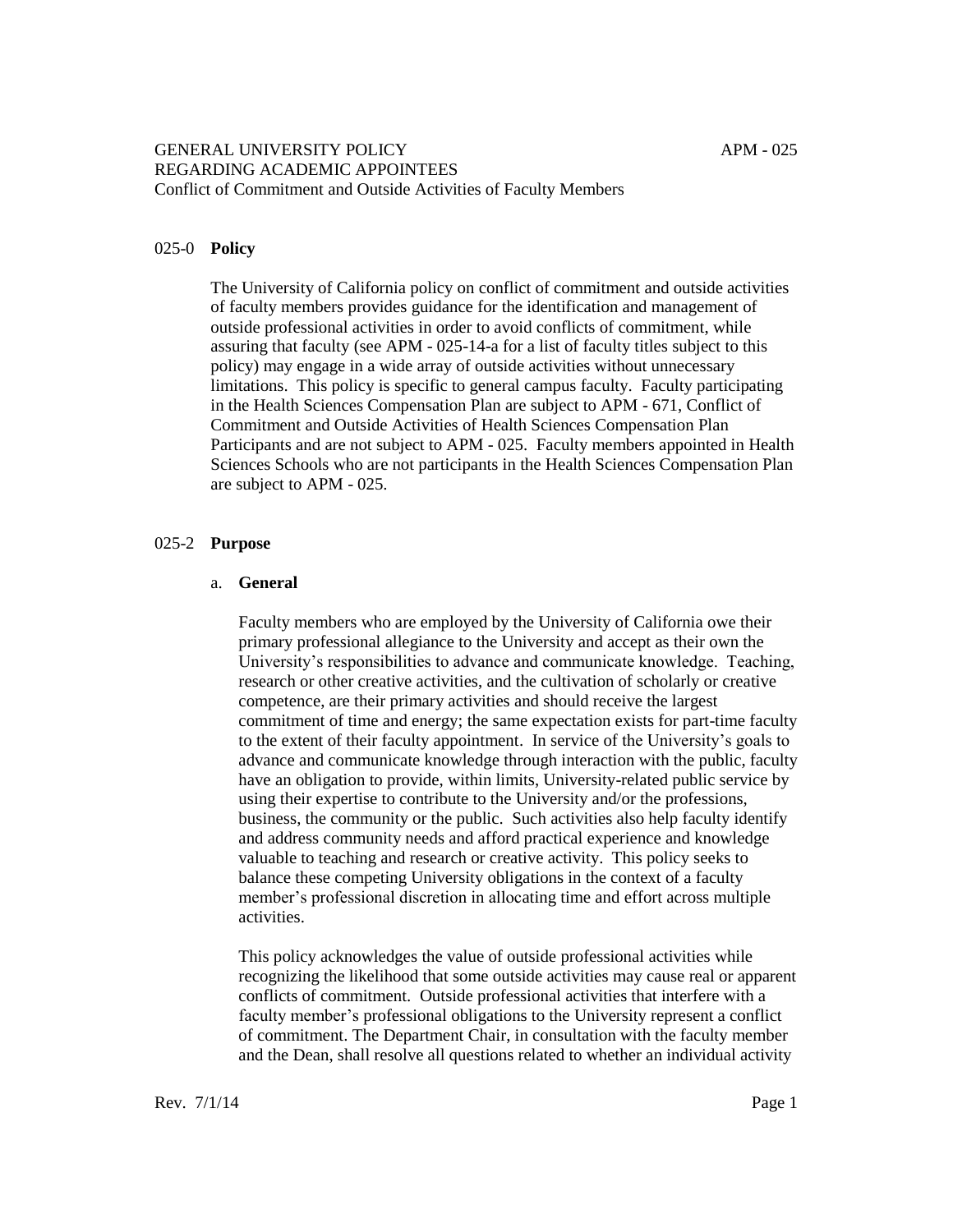GENERAL UNIVERSITY POLICY REGARDING ACADEMIC APPOINTEES

Conflict of Commitment and Outside Activities of Faculty Members

APM - 025

## 025-0 **Policy**

The University of California policy on conflict of commitment and outside activities of faculty members provides guidance for the identification and management of outside professional activities in order to avoid conflicts of commitment, while assuring that faculty (see APM - 025-14-a for a list of faculty titles subject to this policy) may engage in a wide array of outside activities without unnecessary limitations. This policy is specific to general campus faculty. Faculty participating in the Health Sciences Compensation Plan are subject to APM - 671, Conflict of Commitment and Outside Activities of Health Sciences Compensation Plan Participants and are not subject to APM - 025. Faculty members appointed in Health Sciences Schools who are not participants in the Health Sciences Compensation Plan are subject to APM - 025.

## 025-2 **Purpose**

### a. **General**

Faculty members who are employed by the University of California owe their primary professional allegiance to the University and accept as their own the University's responsibilities to advance and communicate knowledge. Teaching, research or other creative activities, and the cultivation of scholarly or creative competence, are their primary activities and should receive the largest commitment of time and energy; the same expectation exists for part-time faculty to the extent of their faculty appointment. In service of the University's goals to advance and communicate knowledge through interaction with the public, faculty have an obligation to provide, within limits, University-related public service by using their expertise to contribute to the University and/or the professions, business, the community or the public. Such activities also help faculty identify and address community needs and afford practical experience and knowledge valuable to teaching and research or creative activity. This policy seeks to balance these competing University obligations in the context of a faculty member's professional discretion in allocating time and effort across multiple activities.

This policy acknowledges the value of outside professional activities while recognizing the likelihood that some outside activities may cause real or apparent conflicts of commitment. Outside professional activities that interfere with a faculty member's professional obligations to the University represent a conflict of commitment. The Department Chair, in consultation with the faculty member and the Dean, shall resolve all questions related to whether an individual activity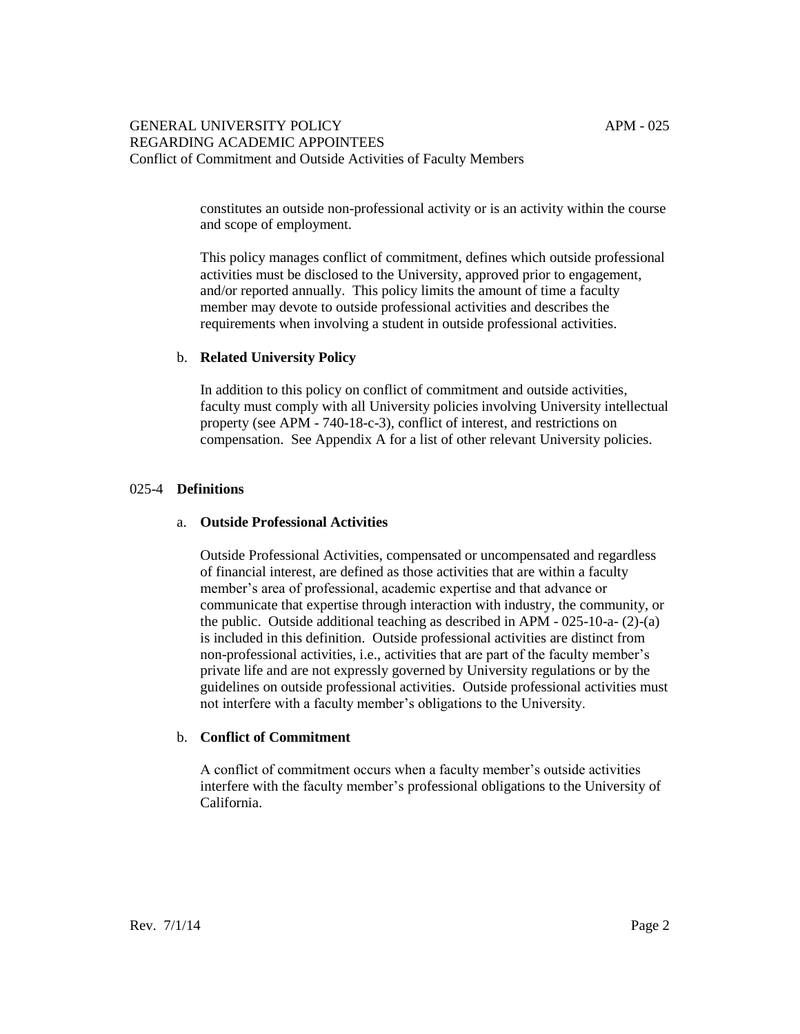constitutes an outside non-professional activity or is an activity within the course and scope of employment.

This policy manages conflict of commitment, defines which outside professional activities must be disclosed to the University, approved prior to engagement, and/or reported annually. This policy limits the amount of time a faculty member may devote to outside professional activities and describes the requirements when involving a student in outside professional activities.

b. **Related University Policy**

In addition to this policy on conflict of commitment and outside activities, faculty must comply with all University policies involving University intellectual property (see APM - 740-18-c-3), conflict of interest, and restrictions on compensation. See Appendix A for a list of other relevant University policies.

## 025-4 **Definitions**

a. **Outside Professional Activities**

Outside Professional Activities, compensated or uncompensated and regardless of financial interest, are defined as those activities that are within a faculty member's area of professional, academic expertise and that advance or communicate that expertise through interaction with industry, the community, or the public. Outside additional teaching as described in APM - 025-10-a- (2)-(a) is included in this definition. Outside professional activities are distinct from non-professional activities, i.e., activities that are part of the faculty member's private life and are not expressly governed by University regulations or by the guidelines on outside professional activities. Outside professional activities must not interfere with a faculty member's obligations to the University.

b. **Conflict of Commitment**

A conflict of commitment occurs when a faculty member's outside activities interfere with the faculty member's professional obligations to the University of California.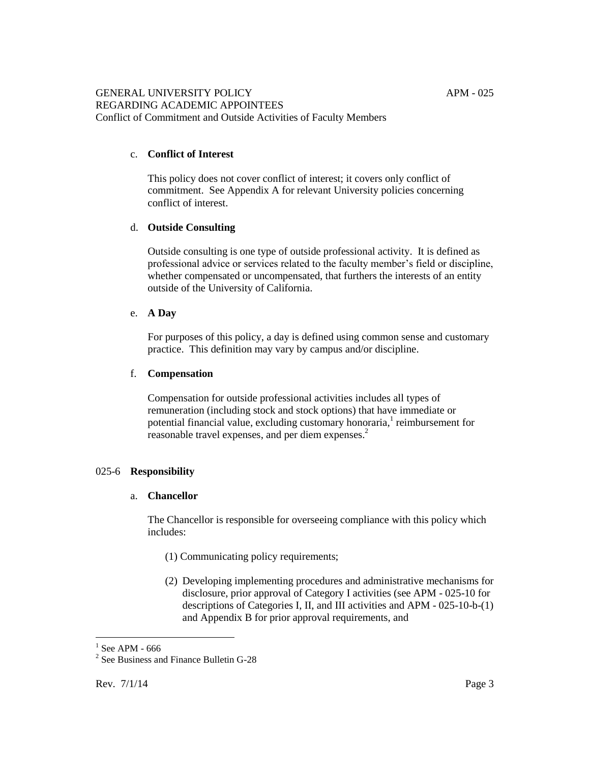c. **Conflict of Interest**

This policy does not cover conflict of interest; it covers only conflict of commitment. See Appendix A for relevant University policies concerning conflict of interest.

d. **Outside Consulting**

Outside consulting is one type of outside professional activity. It is defined as professional advice or services related to the faculty member's field or discipline, whether compensated or uncompensated, that furthers the interests of an entity outside of the University of California.

e. **A Day**

For purposes of this policy, a day is defined using common sense and customary practice. This definition may vary by campus and/or discipline.

f. **Compensation**

Compensation for outside professional activities includes all types of remuneration (including stock and stock options) that have immediate or potential financial value, excluding customary honoraria,[1] reimbursement for reasonable travel expenses, and per diem expenses.[2]

## 025-6 **Responsibility**

a. **Chancellor**

The Chancellor is responsible for overseeing compliance with this policy which includes:

(1) Communicating policy requirements;

(2) Developing implementing procedures and administrative mechanisms for disclosure, prior approval of Category I activities (see APM - 025-10 for descriptions of Categories I, II, and III activities and APM - 025-10-b-(1) and Appendix B for prior approval requirements, and

---

[1] See APM - 666

[2] See Business and Finance Bulletin G-28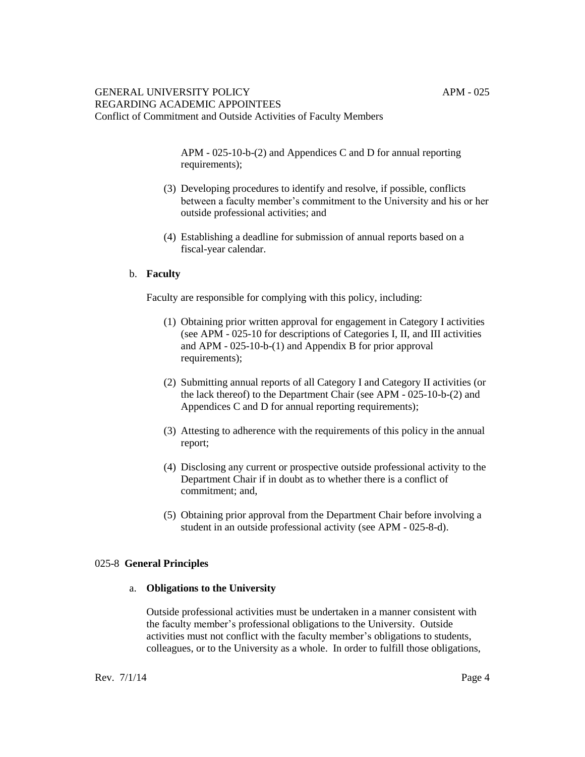APM - 025-10-b-(2) and Appendices C and D for annual reporting requirements);

(3) Developing procedures to identify and resolve, if possible, conflicts between a faculty member's commitment to the University and his or her outside professional activities; and

(4) Establishing a deadline for submission of annual reports based on a fiscal-year calendar.

b. **Faculty**

Faculty are responsible for complying with this policy, including:

(1) Obtaining prior written approval for engagement in Category I activities (see APM - 025-10 for descriptions of Categories I, II, and III activities and APM - 025-10-b-(1) and Appendix B for prior approval requirements);

(2) Submitting annual reports of all Category I and Category II activities (or the lack thereof) to the Department Chair (see APM - 025-10-b-(2) and Appendices C and D for annual reporting requirements);

(3) Attesting to adherence with the requirements of this policy in the annual report;

(4) Disclosing any current or prospective outside professional activity to the Department Chair if in doubt as to whether there is a conflict of commitment; and,

(5) Obtaining prior approval from the Department Chair before involving a student in an outside professional activity (see APM - 025-8-d).

## 025-8 General Principles

a. **Obligations to the University**

Outside professional activities must be undertaken in a manner consistent with the faculty member's professional obligations to the University. Outside activities must not conflict with the faculty member's obligations to students, colleagues, or to the University as a whole. In order to fulfill those obligations,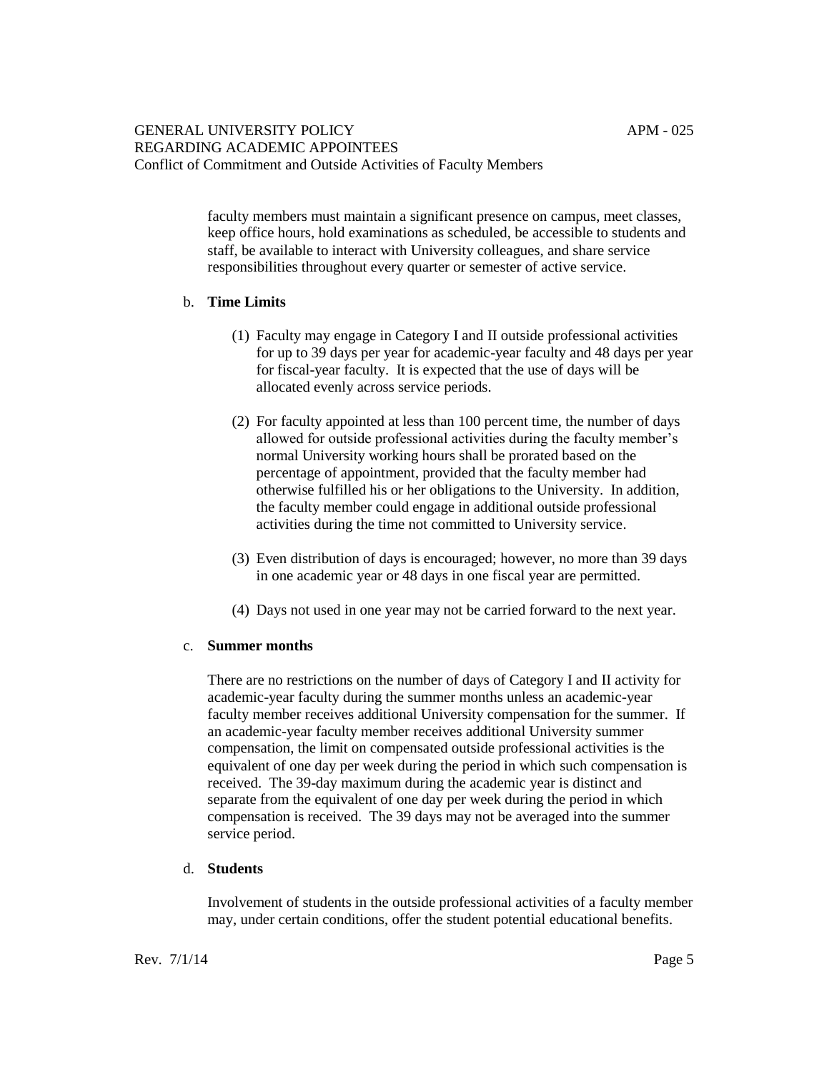faculty members must maintain a significant presence on campus, meet classes, keep office hours, hold examinations as scheduled, be accessible to students and staff, be available to interact with University colleagues, and share service responsibilities throughout every quarter or semester of active service.

b. **Time Limits**

(1) Faculty may engage in Category I and II outside professional activities for up to 39 days per year for academic-year faculty and 48 days per year for fiscal-year faculty. It is expected that the use of days will be allocated evenly across service periods.

(2) For faculty appointed at less than 100 percent time, the number of days allowed for outside professional activities during the faculty member's normal University working hours shall be prorated based on the percentage of appointment, provided that the faculty member had otherwise fulfilled his or her obligations to the University. In addition, the faculty member could engage in additional outside professional activities during the time not committed to University service.

(3) Even distribution of days is encouraged; however, no more than 39 days in one academic year or 48 days in one fiscal year are permitted.

(4) Days not used in one year may not be carried forward to the next year.

c. **Summer months**

There are no restrictions on the number of days of Category I and II activity for academic-year faculty during the summer months unless an academic-year faculty member receives additional University compensation for the summer. If an academic-year faculty member receives additional University summer compensation, the limit on compensated outside professional activities is the equivalent of one day per week during the period in which such compensation is received. The 39-day maximum during the academic year is distinct and separate from the equivalent of one day per week during the period in which compensation is received. The 39 days may not be averaged into the summer service period.

d. **Students**

Involvement of students in the outside professional activities of a faculty member may, under certain conditions, offer the student potential educational benefits.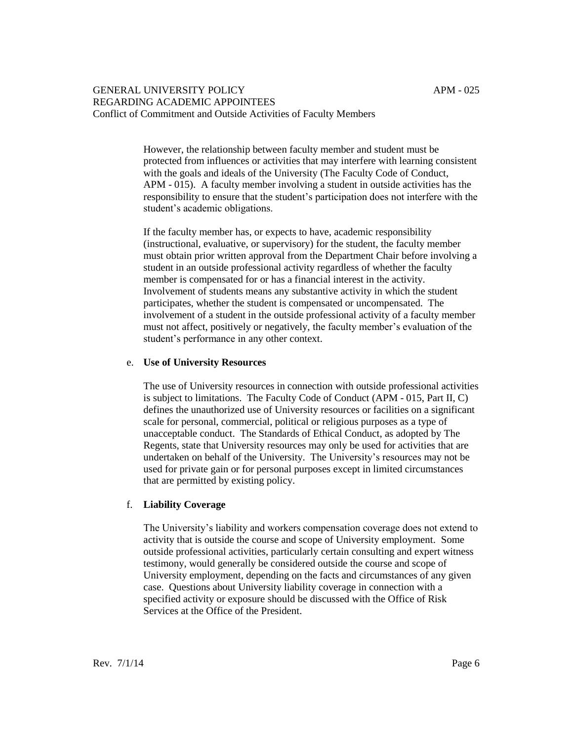However, the relationship between faculty member and student must be protected from influences or activities that may interfere with learning consistent with the goals and ideals of the University (The Faculty Code of Conduct, APM - 015). A faculty member involving a student in outside activities has the responsibility to ensure that the student's participation does not interfere with the student's academic obligations.

If the faculty member has, or expects to have, academic responsibility (instructional, evaluative, or supervisory) for the student, the faculty member must obtain prior written approval from the Department Chair before involving a student in an outside professional activity regardless of whether the faculty member is compensated for or has a financial interest in the activity. Involvement of students means any substantive activity in which the student participates, whether the student is compensated or uncompensated. The involvement of a student in the outside professional activity of a faculty member must not affect, positively or negatively, the faculty member's evaluation of the student's performance in any other context.

e. **Use of University Resources**

The use of University resources in connection with outside professional activities is subject to limitations. The Faculty Code of Conduct (APM - 015, Part II, C) defines the unauthorized use of University resources or facilities on a significant scale for personal, commercial, political or religious purposes as a type of unacceptable conduct. The Standards of Ethical Conduct, as adopted by The Regents, state that University resources may only be used for activities that are undertaken on behalf of the University. The University's resources may not be used for private gain or for personal purposes except in limited circumstances that are permitted by existing policy.

f. **Liability Coverage**

The University's liability and workers compensation coverage does not extend to activity that is outside the course and scope of University employment. Some outside professional activities, particularly certain consulting and expert witness testimony, would generally be considered outside the course and scope of University employment, depending on the facts and circumstances of any given case. Questions about University liability coverage in connection with a specified activity or exposure should be discussed with the Office of Risk Services at the Office of the President.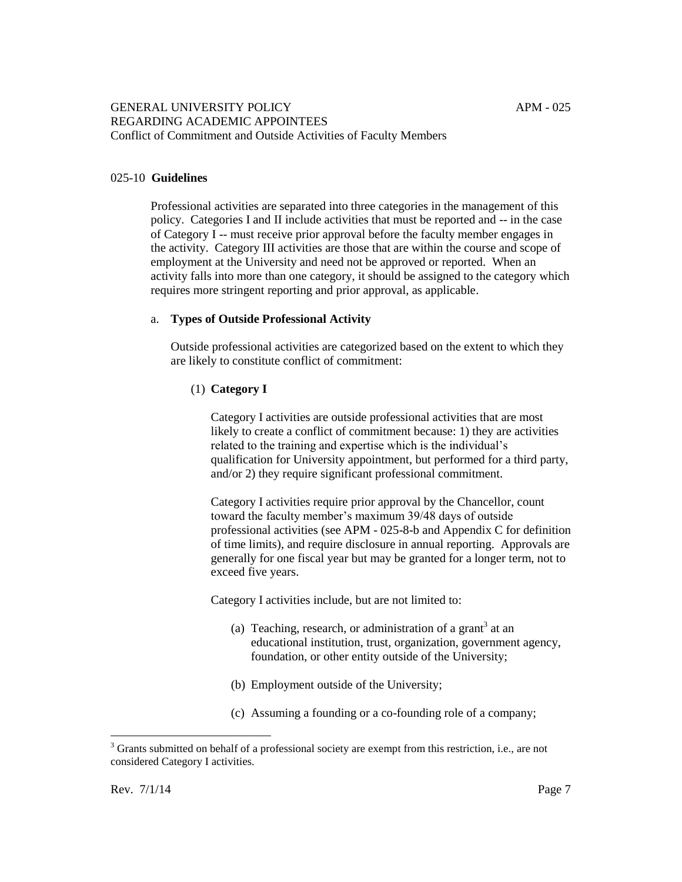## 025-10 **Guidelines**

Professional activities are separated into three categories in the management of this policy. Categories I and II include activities that must be reported and -- in the case of Category I -- must receive prior approval before the faculty member engages in the activity. Category III activities are those that are within the course and scope of employment at the University and need not be approved or reported. When an activity falls into more than one category, it should be assigned to the category which requires more stringent reporting and prior approval, as applicable.

### a. **Types of Outside Professional Activity**

Outside professional activities are categorized based on the extent to which they are likely to constitute conflict of commitment:

#### (1) **Category I**

Category I activities are outside professional activities that are most likely to create a conflict of commitment because: 1) they are activities related to the training and expertise which is the individual's qualification for University appointment, but performed for a third party, and/or 2) they require significant professional commitment.

Category I activities require prior approval by the Chancellor, count toward the faculty member's maximum 39/48 days of outside professional activities (see APM - 025-8-b and Appendix C for definition of time limits), and require disclosure in annual reporting. Approvals are generally for one fiscal year but may be granted for a longer term, not to exceed five years.

Category I activities include, but are not limited to:

(a) Teaching, research, or administration of a grant[3] at an educational institution, trust, organization, government agency, foundation, or other entity outside of the University;

(b) Employment outside of the University;

(c) Assuming a founding or a co-founding role of a company;

---

[3] Grants submitted on behalf of a professional society are exempt from this restriction, i.e., are not considered Category I activities.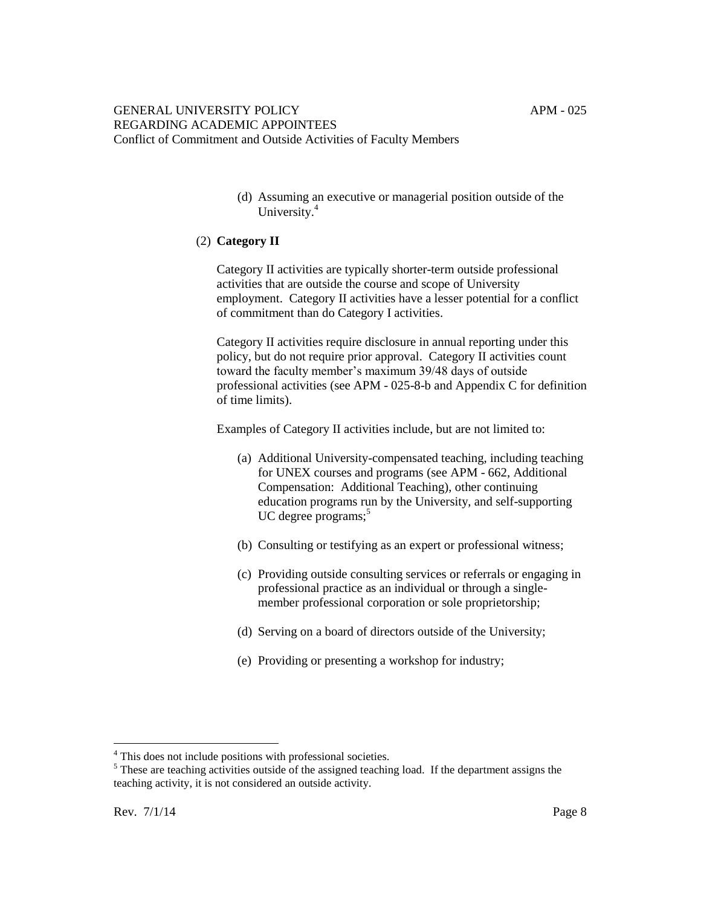(d) Assuming an executive or managerial position outside of the University.[4]

(2) **Category II**

Category II activities are typically shorter-term outside professional activities that are outside the course and scope of University employment. Category II activities have a lesser potential for a conflict of commitment than do Category I activities.

Category II activities require disclosure in annual reporting under this policy, but do not require prior approval. Category II activities count toward the faculty member's maximum 39/48 days of outside professional activities (see APM - 025-8-b and Appendix C for definition of time limits).

Examples of Category II activities include, but are not limited to:

(a) Additional University-compensated teaching, including teaching for UNEX courses and programs (see APM - 662, Additional Compensation: Additional Teaching), other continuing education programs run by the University, and self-supporting UC degree programs;[5]

(b) Consulting or testifying as an expert or professional witness;

(c) Providing outside consulting services or referrals or engaging in professional practice as an individual or through a single-member professional corporation or sole proprietorship;

(d) Serving on a board of directors outside of the University;

(e) Providing or presenting a workshop for industry;

---

[4] This does not include positions with professional societies.

[5] These are teaching activities outside of the assigned teaching load. If the department assigns the teaching activity, it is not considered an outside activity.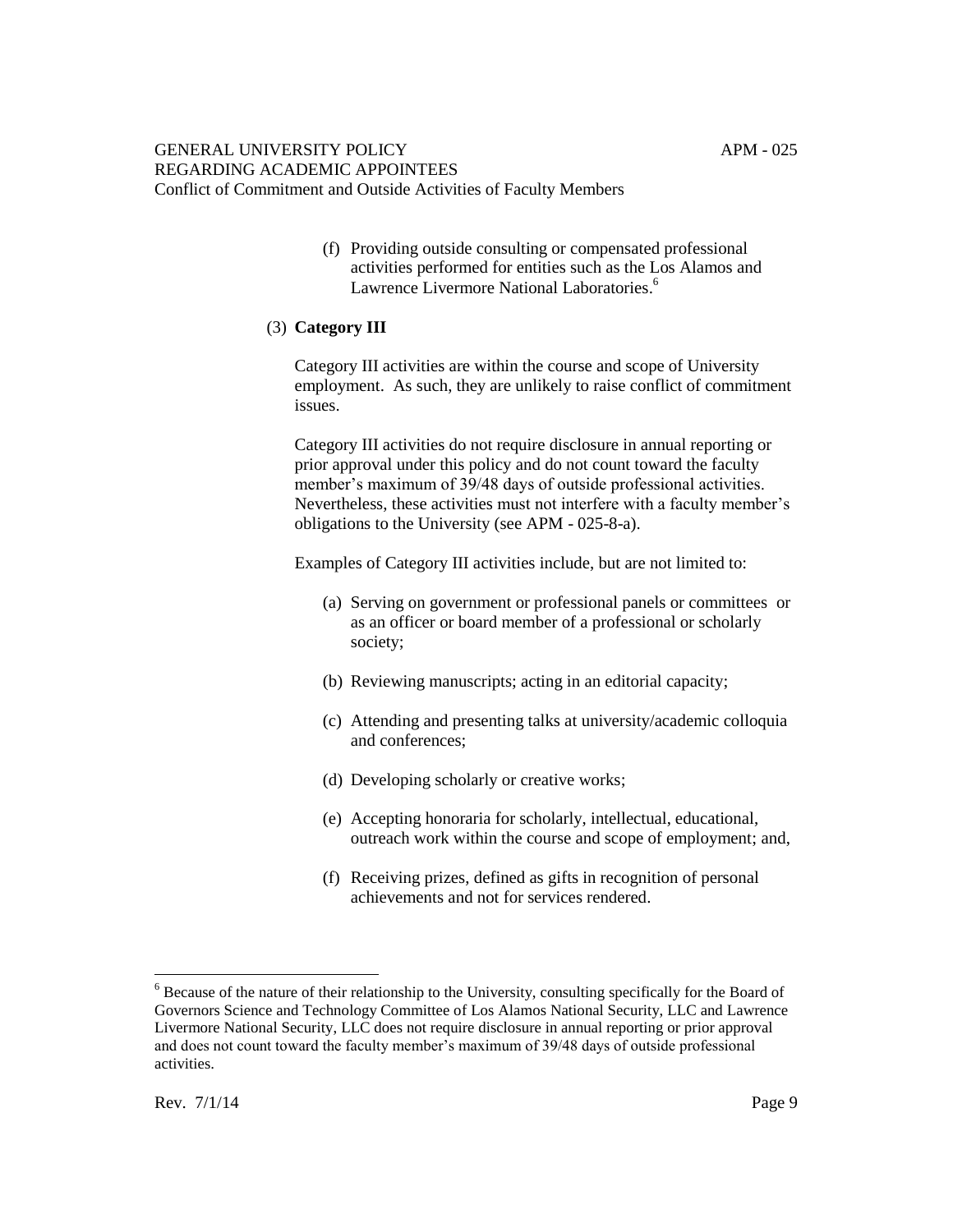(f) Providing outside consulting or compensated professional activities performed for entities such as the Los Alamos and Lawrence Livermore National Laboratories.[6]

(3) **Category III**

Category III activities are within the course and scope of University employment. As such, they are unlikely to raise conflict of commitment issues.

Category III activities do not require disclosure in annual reporting or prior approval under this policy and do not count toward the faculty member's maximum of 39/48 days of outside professional activities. Nevertheless, these activities must not interfere with a faculty member's obligations to the University (see APM - 025-8-a).

Examples of Category III activities include, but are not limited to:

(a) Serving on government or professional panels or committees or as an officer or board member of a professional or scholarly society;

(b) Reviewing manuscripts; acting in an editorial capacity;

(c) Attending and presenting talks at university/academic colloquia and conferences;

(d) Developing scholarly or creative works;

(e) Accepting honoraria for scholarly, intellectual, educational, outreach work within the course and scope of employment; and,

(f) Receiving prizes, defined as gifts in recognition of personal achievements and not for services rendered.

---

[6] Because of the nature of their relationship to the University, consulting specifically for the Board of Governors Science and Technology Committee of Los Alamos National Security, LLC and Lawrence Livermore National Security, LLC does not require disclosure in annual reporting or prior approval and does not count toward the faculty member's maximum of 39/48 days of outside professional activities.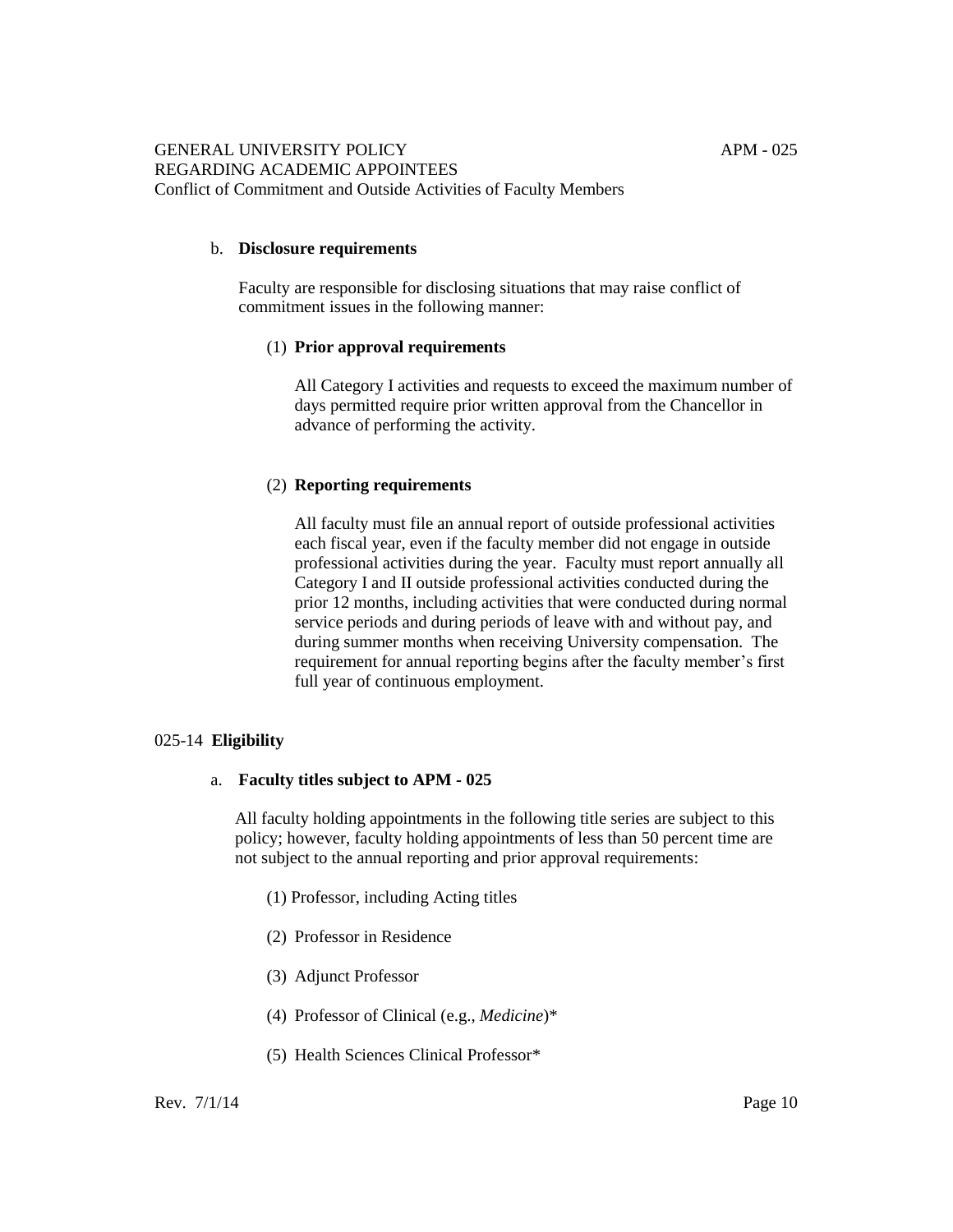b. **Disclosure requirements**

Faculty are responsible for disclosing situations that may raise conflict of commitment issues in the following manner:

(1) **Prior approval requirements**

All Category I activities and requests to exceed the maximum number of days permitted require prior written approval from the Chancellor in advance of performing the activity.

(2) **Reporting requirements**

All faculty must file an annual report of outside professional activities each fiscal year, even if the faculty member did not engage in outside professional activities during the year. Faculty must report annually all Category I and II outside professional activities conducted during the prior 12 months, including activities that were conducted during normal service periods and during periods of leave with and without pay, and during summer months when receiving University compensation. The requirement for annual reporting begins after the faculty member's first full year of continuous employment.

025-14 **Eligibility**

a. **Faculty titles subject to APM - 025**

All faculty holding appointments in the following title series are subject to this policy; however, faculty holding appointments of less than 50 percent time are not subject to the annual reporting and prior approval requirements:

(1) Professor, including Acting titles

(2) Professor in Residence

(3) Adjunct Professor

(4) Professor of Clinical (e.g., *Medicine*)*

(5) Health Sciences Clinical Professor*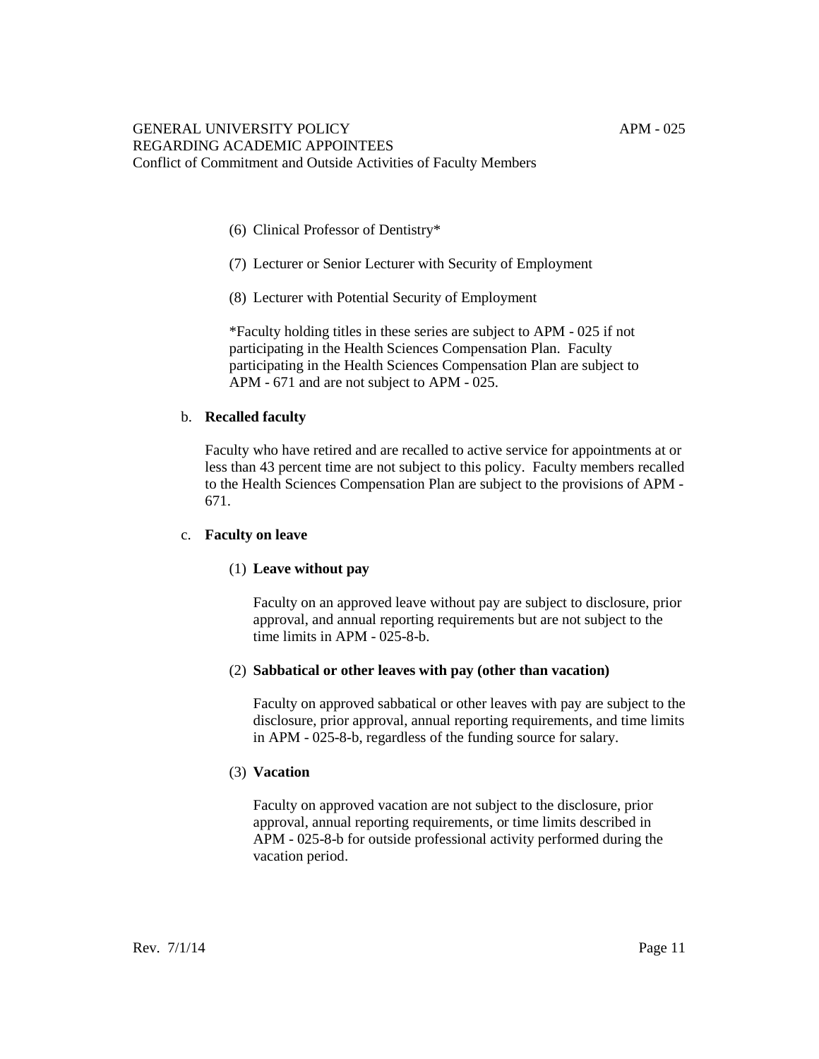(6) Clinical Professor of Dentistry*

(7) Lecturer or Senior Lecturer with Security of Employment

(8) Lecturer with Potential Security of Employment

*Faculty holding titles in these series are subject to APM - 025 if not participating in the Health Sciences Compensation Plan. Faculty participating in the Health Sciences Compensation Plan are subject to APM - 671 and are not subject to APM - 025.

b. **Recalled faculty**

Faculty who have retired and are recalled to active service for appointments at or less than 43 percent time are not subject to this policy. Faculty members recalled to the Health Sciences Compensation Plan are subject to the provisions of APM - 671.

c. **Faculty on leave**

(1) **Leave without pay**

Faculty on an approved leave without pay are subject to disclosure, prior approval, and annual reporting requirements but are not subject to the time limits in APM - 025-8-b.

(2) **Sabbatical or other leaves with pay (other than vacation)**

Faculty on approved sabbatical or other leaves with pay are subject to the disclosure, prior approval, annual reporting requirements, and time limits in APM - 025-8-b, regardless of the funding source for salary.

(3) **Vacation**

Faculty on approved vacation are not subject to the disclosure, prior approval, annual reporting requirements, or time limits described in APM - 025-8-b for outside professional activity performed during the vacation period.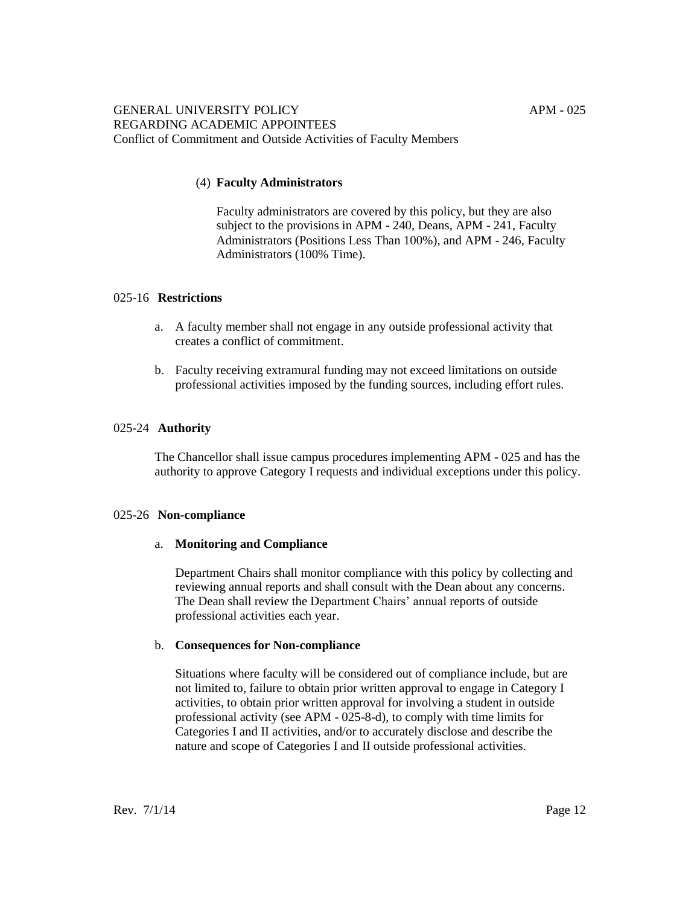(4) **Faculty Administrators**

Faculty administrators are covered by this policy, but they are also subject to the provisions in APM - 240, Deans, APM - 241, Faculty Administrators (Positions Less Than 100%), and APM - 246, Faculty Administrators (100% Time).

## 025-16 Restrictions

a. A faculty member shall not engage in any outside professional activity that creates a conflict of commitment.

b. Faculty receiving extramural funding may not exceed limitations on outside professional activities imposed by the funding sources, including effort rules.

## 025-24 Authority

The Chancellor shall issue campus procedures implementing APM - 025 and has the authority to approve Category I requests and individual exceptions under this policy.

## 025-26 Non-compliance

a. **Monitoring and Compliance**

Department Chairs shall monitor compliance with this policy by collecting and reviewing annual reports and shall consult with the Dean about any concerns. The Dean shall review the Department Chairs' annual reports of outside professional activities each year.

b. **Consequences for Non-compliance**

Situations where faculty will be considered out of compliance include, but are not limited to, failure to obtain prior written approval to engage in Category I activities, to obtain prior written approval for involving a student in outside professional activity (see APM - 025-8-d), to comply with time limits for Categories I and II activities, and/or to accurately disclose and describe the nature and scope of Categories I and II outside professional activities.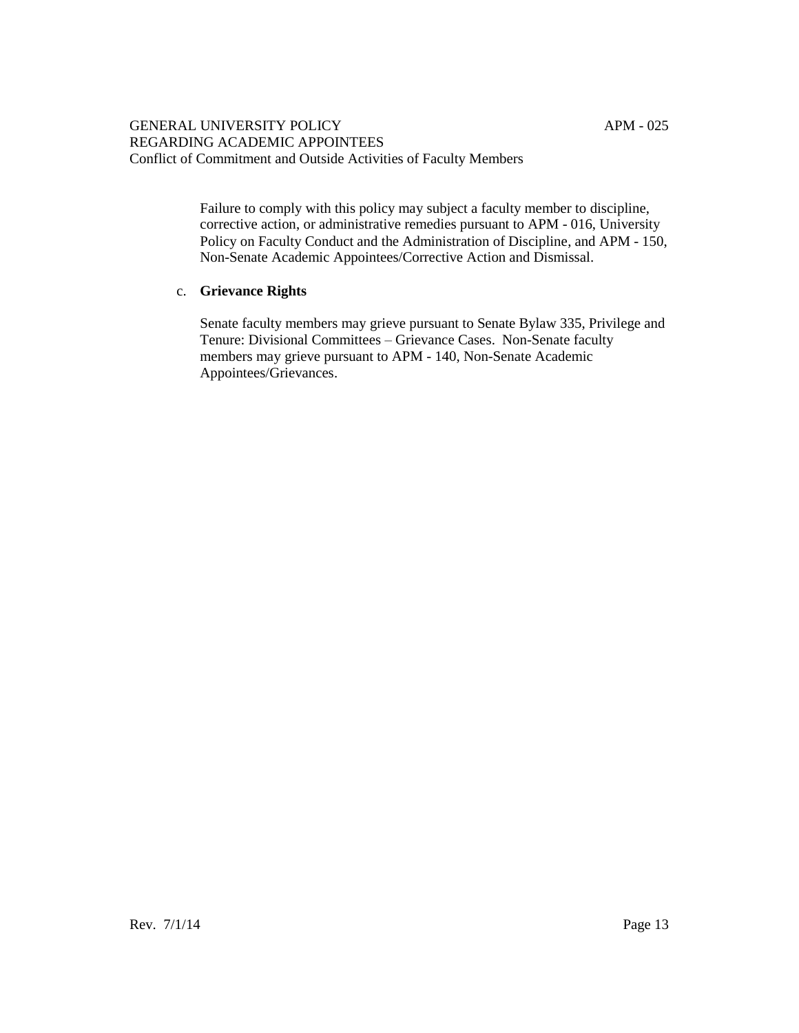Failure to comply with this policy may subject a faculty member to discipline, corrective action, or administrative remedies pursuant to APM - 016, University Policy on Faculty Conduct and the Administration of Discipline, and APM - 150, Non-Senate Academic Appointees/Corrective Action and Dismissal.

c. **Grievance Rights**

Senate faculty members may grieve pursuant to Senate Bylaw 335, Privilege and Tenure: Divisional Committees – Grievance Cases. Non-Senate faculty members may grieve pursuant to APM - 140, Non-Senate Academic Appointees/Grievances.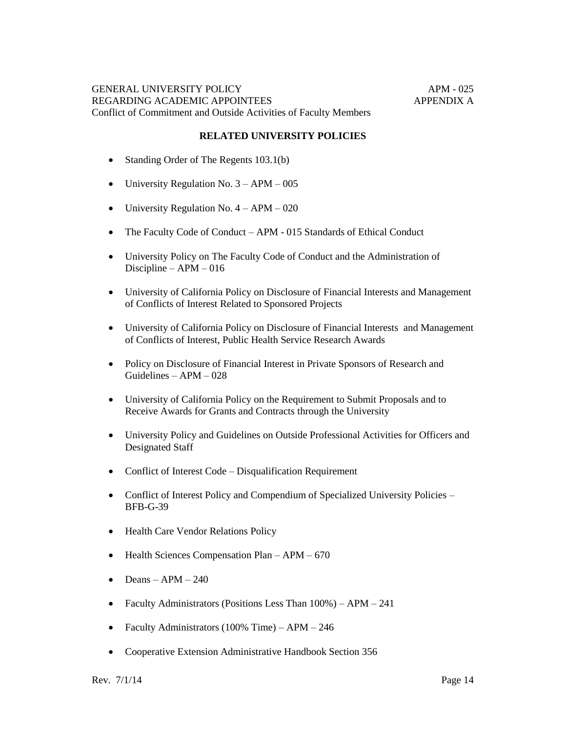**RELATED UNIVERSITY POLICIES**

- Standing Order of The Regents 103.1(b)
- University Regulation No. 3 – APM – 005
- University Regulation No. 4 – APM – 020
- The Faculty Code of Conduct – APM - 015 Standards of Ethical Conduct
- University Policy on The Faculty Code of Conduct and the Administration of Discipline – APM – 016
- University of California Policy on Disclosure of Financial Interests and Management of Conflicts of Interest Related to Sponsored Projects
- University of California Policy on Disclosure of Financial Interests and Management of Conflicts of Interest, Public Health Service Research Awards
- Policy on Disclosure of Financial Interest in Private Sponsors of Research and Guidelines – APM – 028
- University of California Policy on the Requirement to Submit Proposals and to Receive Awards for Grants and Contracts through the University
- University Policy and Guidelines on Outside Professional Activities for Officers and Designated Staff
- Conflict of Interest Code – Disqualification Requirement
- Conflict of Interest Policy and Compendium of Specialized University Policies – BFB-G-39
- Health Care Vendor Relations Policy
- Health Sciences Compensation Plan – APM – 670
- Deans – APM – 240
- Faculty Administrators (Positions Less Than 100%) – APM – 241
- Faculty Administrators (100% Time) – APM – 246
- Cooperative Extension Administrative Handbook Section 356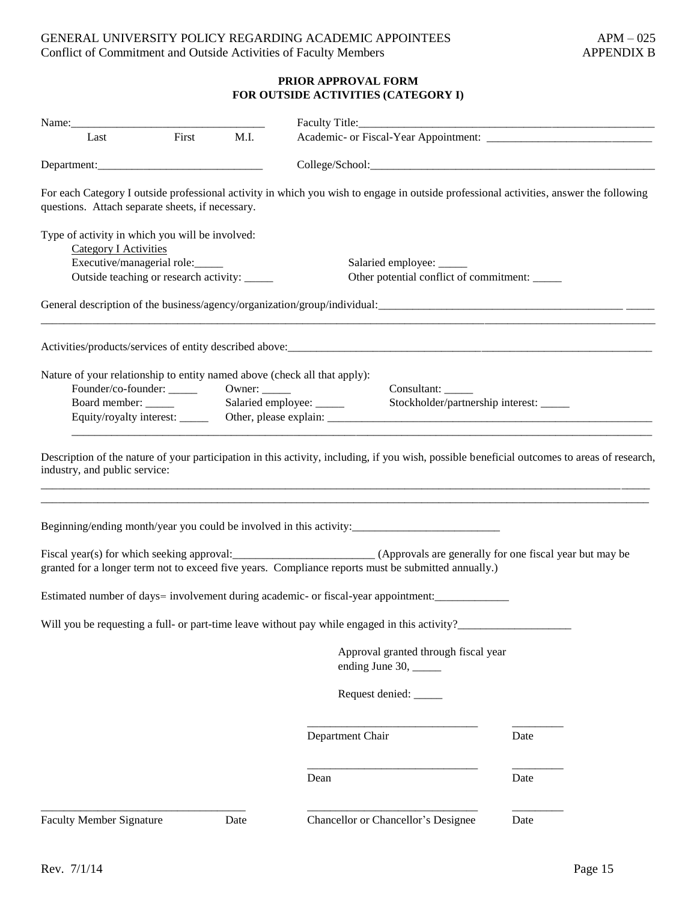**PRIOR APPROVAL FORM**
**FOR OUTSIDE ACTIVITIES (CATEGORY I)**

Name:___________________________________ Faculty Title:_______________________________________________________

Last First M.I.   Academic- or Fiscal-Year Appointment: _____________________________

Department:_____________________________ College/School:_____________________________________________________

For each Category I outside professional activity in which you wish to engage in outside professional activities, answer the following questions. Attach separate sheets, if necessary.

Type of activity in which you will be involved:

Category I Activities

Executive/managerial role:_____   Salaried employee: _____

Outside teaching or research activity: _____   Other potential conflict of commitment: _____

General description of the business/agency/organization/group/individual:___________________________________________ _____

________________________________________________________________________________________________________

Activities/products/services of entity described above:_____________________________________________________________

Nature of your relationship to entity named above (check all that apply):

Founder/co-founder: _____   Owner: _____   Consultant: _____

Board member: _____   Salaried employee: _____   Stockholder/partnership interest: _____

Equity/royalty interest: _____   Other, please explain: ____________________________________________________________

________________________________________________________________________________________________________

Description of the nature of your participation in this activity, including, if you wish, possible beneficial outcomes to areas of research, industry, and public service:

________________________________________________________________________________________________________

________________________________________________________________________________________________________

Beginning/ending month/year you could be involved in this activity:__________________________

Fiscal year(s) for which seeking approval:_________________________ (Approvals are generally for one fiscal year but may be granted for a longer term not to exceed five years. Compliance reports must be submitted annually.)

Estimated number of days= involvement during academic- or fiscal-year appointment:_____________

Will you be requesting a full- or part-time leave without pay while engaged in this activity?____________________

Approval granted through fiscal year ending June 30, _____

Request denied: _____

______________________________ _________
Department Chair   Date

______________________________ _________
Dean   Date

_____________________________________ ______________________________ _________
Faculty Member Signature   Date   Chancellor or Chancellor's Designee   Date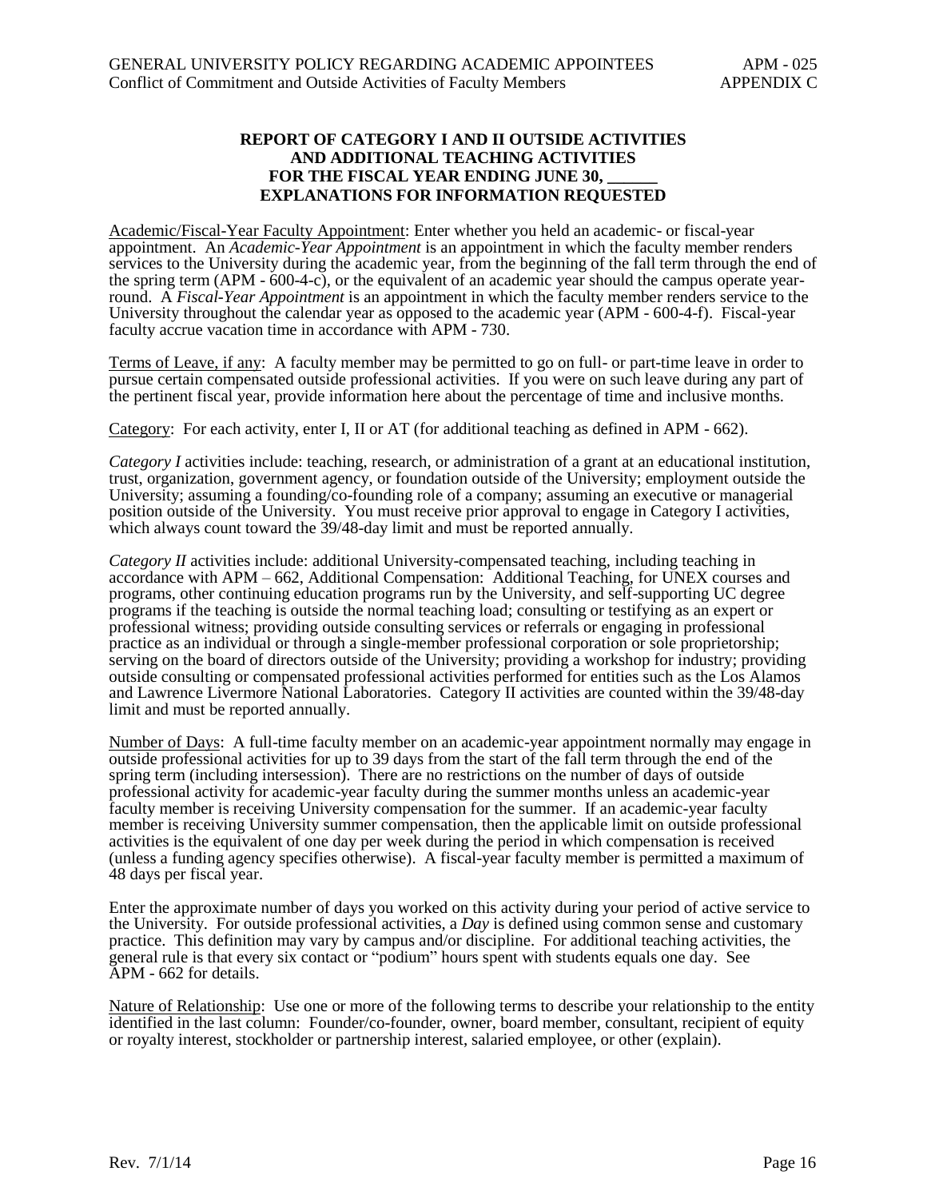**REPORT OF CATEGORY I AND II OUTSIDE ACTIVITIES AND ADDITIONAL TEACHING ACTIVITIES FOR THE FISCAL YEAR ENDING JUNE 30, ______ EXPLANATIONS FOR INFORMATION REQUESTED**

Academic/Fiscal-Year Faculty Appointment: Enter whether you held an academic- or fiscal-year appointment. An *Academic-Year Appointment* is an appointment in which the faculty member renders services to the University during the academic year, from the beginning of the fall term through the end of the spring term (APM - 600-4-c), or the equivalent of an academic year should the campus operate year-round. A *Fiscal-Year Appointment* is an appointment in which the faculty member renders service to the University throughout the calendar year as opposed to the academic year (APM - 600-4-f). Fiscal-year faculty accrue vacation time in accordance with APM - 730.

Terms of Leave, if any: A faculty member may be permitted to go on full- or part-time leave in order to pursue certain compensated outside professional activities. If you were on such leave during any part of the pertinent fiscal year, provide information here about the percentage of time and inclusive months.

Category: For each activity, enter I, II or AT (for additional teaching as defined in APM - 662).

*Category I* activities include: teaching, research, or administration of a grant at an educational institution, trust, organization, government agency, or foundation outside of the University; employment outside the University; assuming a founding/co-founding role of a company; assuming an executive or managerial position outside of the University. You must receive prior approval to engage in Category I activities, which always count toward the 39/48-day limit and must be reported annually.

*Category II* activities include: additional University-compensated teaching, including teaching in accordance with APM – 662, Additional Compensation: Additional Teaching, for UNEX courses and programs, other continuing education programs run by the University, and self-supporting UC degree programs if the teaching is outside the normal teaching load; consulting or testifying as an expert or professional witness; providing outside consulting services or referrals or engaging in professional practice as an individual or through a single-member professional corporation or sole proprietorship; serving on the board of directors outside of the University; providing a workshop for industry; providing outside consulting or compensated professional activities performed for entities such as the Los Alamos and Lawrence Livermore National Laboratories. Category II activities are counted within the 39/48-day limit and must be reported annually.

Number of Days: A full-time faculty member on an academic-year appointment normally may engage in outside professional activities for up to 39 days from the start of the fall term through the end of the spring term (including intersession). There are no restrictions on the number of days of outside professional activity for academic-year faculty during the summer months unless an academic-year faculty member is receiving University compensation for the summer. If an academic-year faculty member is receiving University summer compensation, then the applicable limit on outside professional activities is the equivalent of one day per week during the period in which compensation is received (unless a funding agency specifies otherwise). A fiscal-year faculty member is permitted a maximum of 48 days per fiscal year.

Enter the approximate number of days you worked on this activity during your period of active service to the University. For outside professional activities, a *Day* is defined using common sense and customary practice. This definition may vary by campus and/or discipline. For additional teaching activities, the general rule is that every six contact or "podium" hours spent with students equals one day. See APM - 662 for details.

Nature of Relationship: Use one or more of the following terms to describe your relationship to the entity identified in the last column: Founder/co-founder, owner, board member, consultant, recipient of equity or royalty interest, stockholder or partnership interest, salaried employee, or other (explain).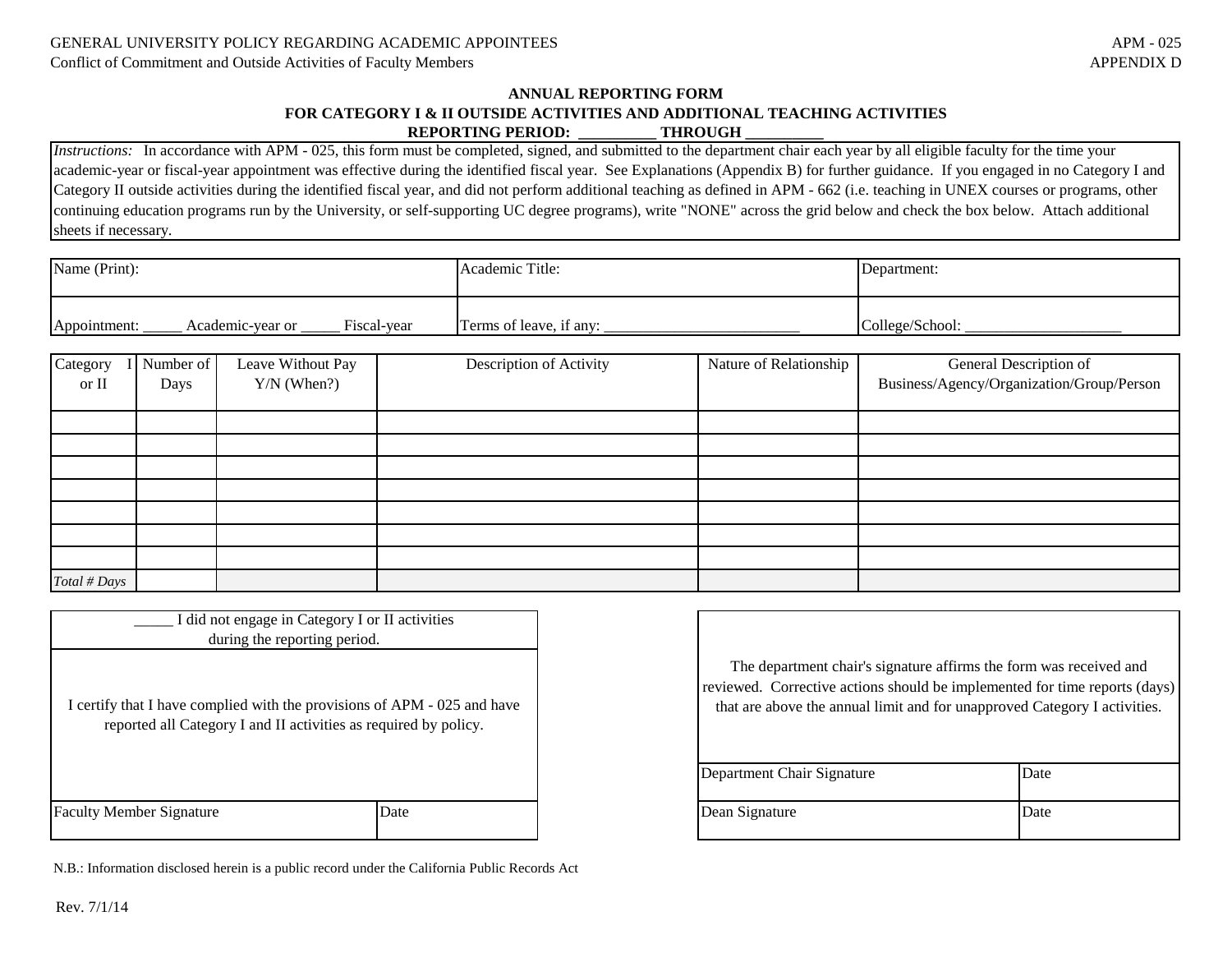GENERAL UNIVERSITY POLICY REGARDING ACADEMIC APPOINTEES

Conflict of Commitment and Outside Activities of Faculty Members

APM - 025

APPENDIX D

## ANNUAL REPORTING FORM
## FOR CATEGORY I & II OUTSIDE ACTIVITIES AND ADDITIONAL TEACHING ACTIVITIES
## REPORTING PERIOD: __________ THROUGH __________

*Instructions:* In accordance with APM - 025, this form must be completed, signed, and submitted to the department chair each year by all eligible faculty for the time your academic-year or fiscal-year appointment was effective during the identified fiscal year. See Explanations (Appendix B) for further guidance. If you engaged in no Category I and Category II outside activities during the identified fiscal year, and did not perform additional teaching as defined in APM - 662 (i.e. teaching in UNEX courses or programs, other continuing education programs run by the University, or self-supporting UC degree programs), write "NONE" across the grid below and check the box below. Attach additional sheets if necessary.

| | | |
|---|---|---|
| Name (Print): | Academic Title: | Department: |
| Appointment: _____ Academic-year or _____ Fiscal-year | Terms of leave, if any: _________________________ | College/School: ____________________ |

| Category I or II | Number of Days | Leave Without Pay Y/N (When?) | Description of Activity | Nature of Relationship | General Description of Business/Agency/Organization/Group/Person |
|---|---|---|---|---|---|
| | | | | | |
| | | | | | |
| | | | | | |
| | | | | | |
| | | | | | |
| | | | | | |
| | | | | | |
| *Total # Days* | | | | | |

| | |
|---|---|
| _____ I did not engage in Category I or II activities during the reporting period. | |
| I certify that I have complied with the provisions of APM - 025 and have reported all Category I and II activities as required by policy. | |
| Faculty Member Signature | Date |

| | |
|---|---|
| The department chair's signature affirms the form was received and reviewed. Corrective actions should be implemented for time reports (days) that are above the annual limit and for unapproved Category I activities. | |
| Department Chair Signature | Date |
| Dean Signature | Date |

N.B.: Information disclosed herein is a public record under the California Public Records Act

Rev. 7/1/14